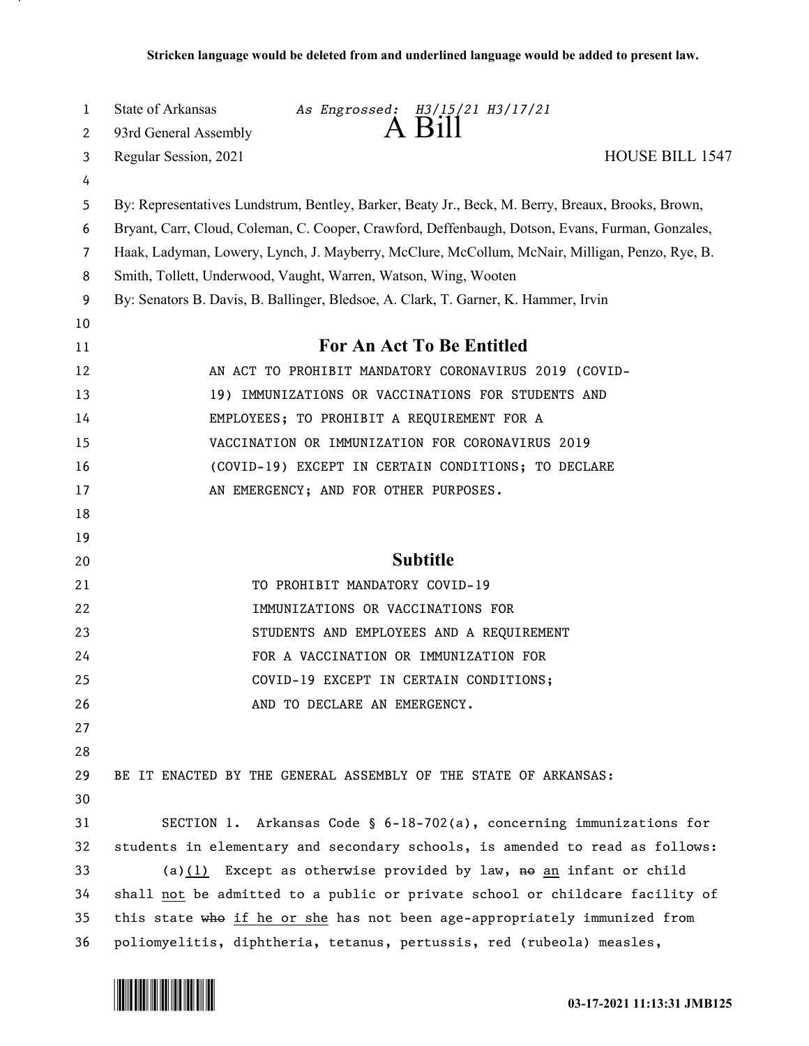**Stricken language would be deleted from and underlined language would be added to present law.**

State of Arkansas *As Engrossed: H3/15/21 H3/17/21*
93rd General Assembly
Regular Session, 2021

# A Bill

HOUSE BILL 1547

By: Representatives Lundstrum, Bentley, Barker, Beaty Jr., Beck, M. Berry, Breaux, Brooks, Brown, Bryant, Carr, Cloud, Coleman, C. Cooper, Crawford, Deffenbaugh, Dotson, Evans, Furman, Gonzales, Haak, Ladyman, Lowery, Lynch, J. Mayberry, McClure, McCollum, McNair, Milligan, Penzo, Rye, B. Smith, Tollett, Underwood, Vaught, Warren, Watson, Wing, Wooten

By: Senators B. Davis, B. Ballinger, Bledsoe, A. Clark, T. Garner, K. Hammer, Irvin

## For An Act To Be Entitled

AN ACT TO PROHIBIT MANDATORY CORONAVIRUS 2019 (COVID-19) IMMUNIZATIONS OR VACCINATIONS FOR STUDENTS AND EMPLOYEES; TO PROHIBIT A REQUIREMENT FOR A VACCINATION OR IMMUNIZATION FOR CORONAVIRUS 2019 (COVID-19) EXCEPT IN CERTAIN CONDITIONS; TO DECLARE AN EMERGENCY; AND FOR OTHER PURPOSES.

## Subtitle

TO PROHIBIT MANDATORY COVID-19 IMMUNIZATIONS OR VACCINATIONS FOR STUDENTS AND EMPLOYEES AND A REQUIREMENT FOR A VACCINATION OR IMMUNIZATION FOR COVID-19 EXCEPT IN CERTAIN CONDITIONS; AND TO DECLARE AN EMERGENCY.

BE IT ENACTED BY THE GENERAL ASSEMBLY OF THE STATE OF ARKANSAS:

SECTION 1. Arkansas Code § 6-18-702(a), concerning immunizations for students in elementary and secondary schools, is amended to read as follows:

(a)<u>(1)</u> Except as otherwise provided by law, ~~no~~ <u>an</u> infant or child shall <u>not</u> be admitted to a public or private school or childcare facility of this state ~~who~~ <u>if he or she</u> has not been age-appropriately immunized from poliomyelitis, diphtheria, tetanus, pertussis, red (rubeola) measles,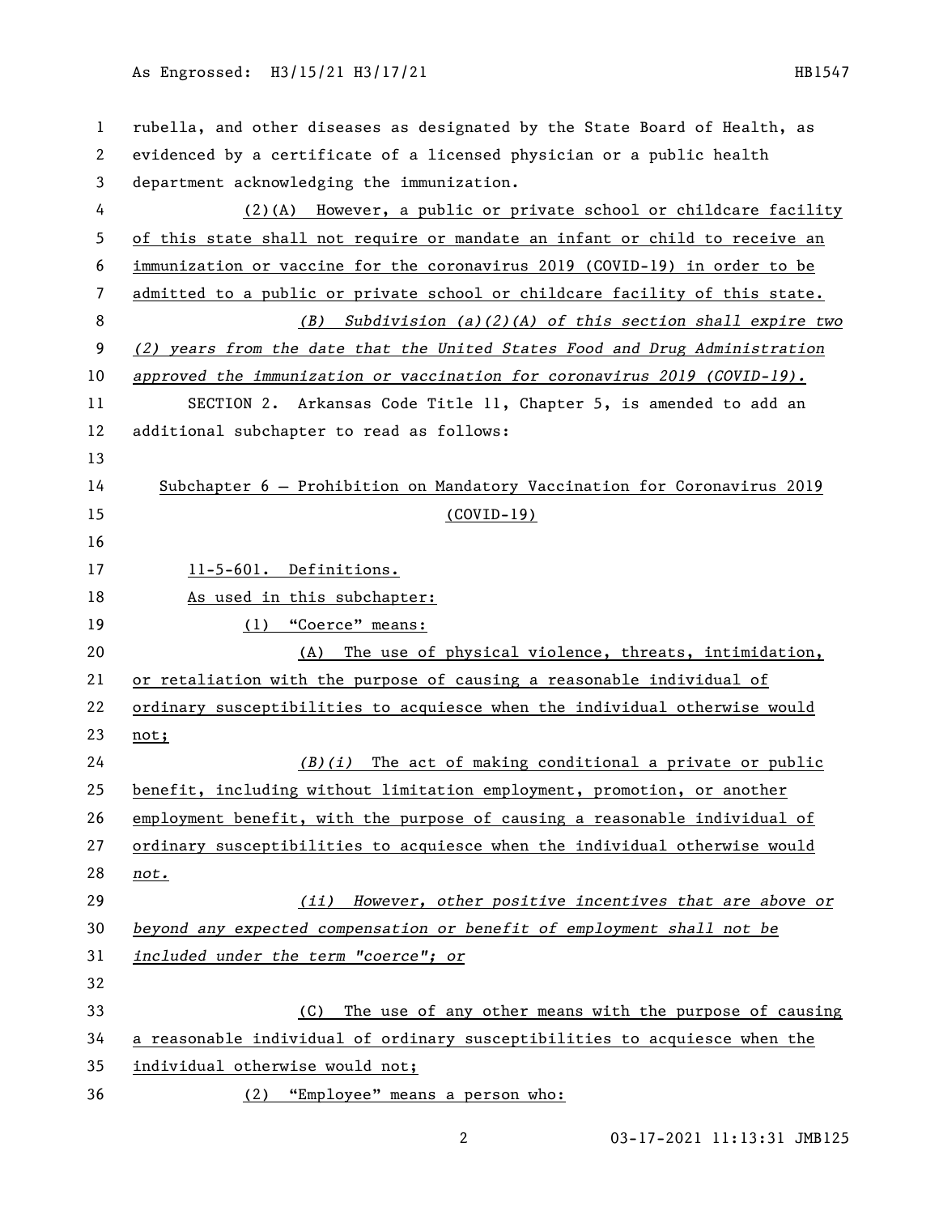rubella, and other diseases as designated by the State Board of Health, as evidenced by a certificate of a licensed physician or a public health department acknowledging the immunization.

(2)(A) However, a public or private school or childcare facility of this state shall not require or mandate an infant or child to receive an immunization or vaccine for the coronavirus 2019 (COVID-19) in order to be admitted to a public or private school or childcare facility of this state.

*(B) Subdivision (a)(2)(A) of this section shall expire two (2) years from the date that the United States Food and Drug Administration approved the immunization or vaccination for coronavirus 2019 (COVID-19).*

SECTION 2. Arkansas Code Title 11, Chapter 5, is amended to add an additional subchapter to read as follows:

Subchapter 6 — Prohibition on Mandatory Vaccination for Coronavirus 2019 (COVID-19)

11-5-601. Definitions.

As used in this subchapter:

(1) "Coerce" means:

(A) The use of physical violence, threats, intimidation, or retaliation with the purpose of causing a reasonable individual of ordinary susceptibilities to acquiesce when the individual otherwise would not;

*(B)(i)* The act of making conditional a private or public benefit, including without limitation employment, promotion, or another employment benefit, with the purpose of causing a reasonable individual of ordinary susceptibilities to acquiesce when the individual otherwise would *not.*

*(ii) However, other positive incentives that are above or beyond any expected compensation or benefit of employment shall not be included under the term "coerce"; or*

(C) The use of any other means with the purpose of causing a reasonable individual of ordinary susceptibilities to acquiesce when the individual otherwise would not;

(2) "Employee" means a person who: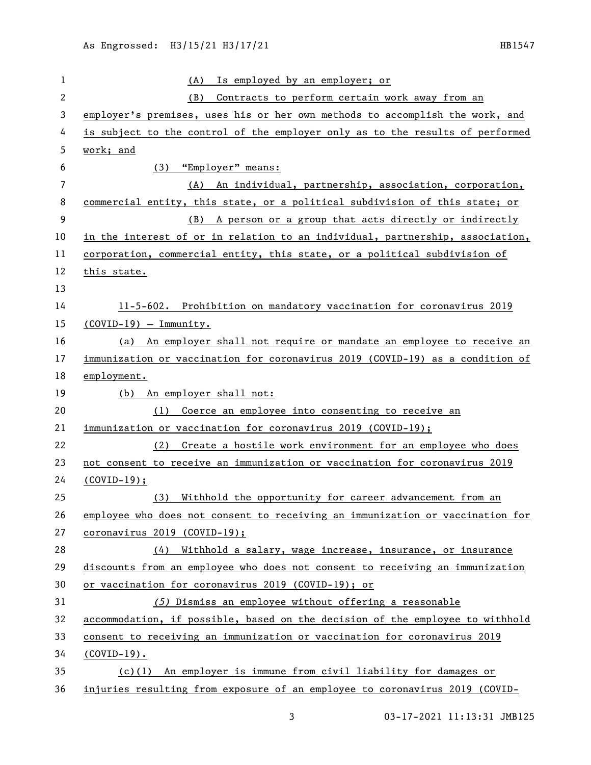(A) Is employed by an employer; or

(B) Contracts to perform certain work away from an employer's premises, uses his or her own methods to accomplish the work, and is subject to the control of the employer only as to the results of performed work; and

(3) "Employer" means:

(A) An individual, partnership, association, corporation, commercial entity, this state, or a political subdivision of this state; or

(B) A person or a group that acts directly or indirectly in the interest of or in relation to an individual, partnership, association, corporation, commercial entity, this state, or a political subdivision of this state.

11-5-602. Prohibition on mandatory vaccination for coronavirus 2019 (COVID-19) — Immunity.

(a) An employer shall not require or mandate an employee to receive an immunization or vaccination for coronavirus 2019 (COVID-19) as a condition of employment.

(b) An employer shall not:

(1) Coerce an employee into consenting to receive an immunization or vaccination for coronavirus 2019 (COVID-19);

(2) Create a hostile work environment for an employee who does not consent to receive an immunization or vaccination for coronavirus 2019 (COVID-19);

(3) Withhold the opportunity for career advancement from an employee who does not consent to receiving an immunization or vaccination for coronavirus 2019 (COVID-19);

(4) Withhold a salary, wage increase, insurance, or insurance discounts from an employee who does not consent to receiving an immunization or vaccination for coronavirus 2019 (COVID-19); or

*(5)* Dismiss an employee without offering a reasonable accommodation, if possible, based on the decision of the employee to withhold consent to receiving an immunization or vaccination for coronavirus 2019 (COVID-19).

(c)(1) An employer is immune from civil liability for damages or injuries resulting from exposure of an employee to coronavirus 2019 (COVID-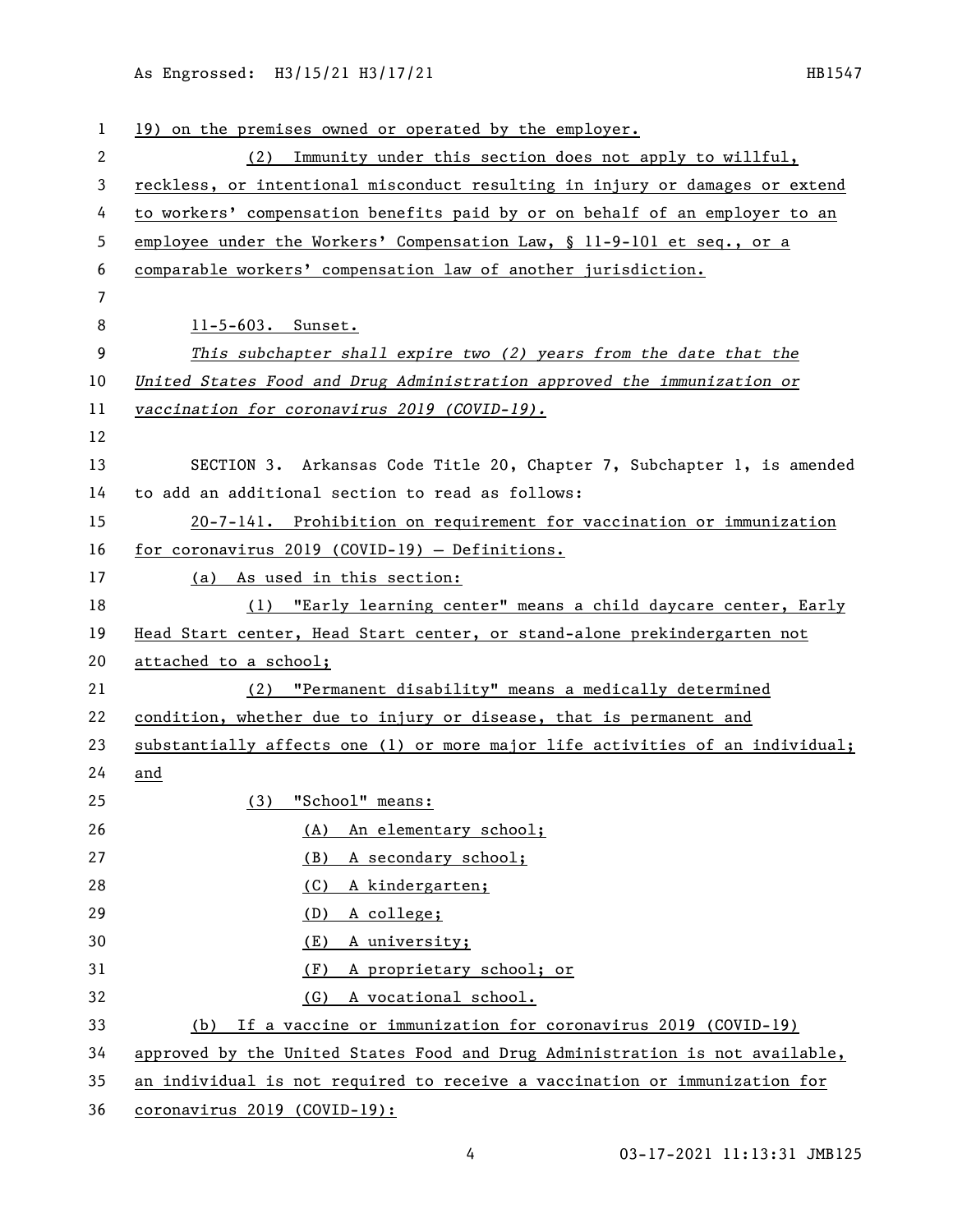19) on the premises owned or operated by the employer.

(2) Immunity under this section does not apply to willful, reckless, or intentional misconduct resulting in injury or damages or extend to workers' compensation benefits paid by or on behalf of an employer to an employee under the Workers' Compensation Law, § 11-9-101 et seq., or a comparable workers' compensation law of another jurisdiction.

11-5-603. Sunset.

*This subchapter shall expire two (2) years from the date that the United States Food and Drug Administration approved the immunization or vaccination for coronavirus 2019 (COVID-19).*

SECTION 3. Arkansas Code Title 20, Chapter 7, Subchapter 1, is amended to add an additional section to read as follows:

20-7-141. Prohibition on requirement for vaccination or immunization for coronavirus 2019 (COVID-19) — Definitions.

(a) As used in this section:

(1) "Early learning center" means a child daycare center, Early Head Start center, Head Start center, or stand-alone prekindergarten not attached to a school;

(2) "Permanent disability" means a medically determined condition, whether due to injury or disease, that is permanent and substantially affects one (1) or more major life activities of an individual; and

(3) "School" means:

(A) An elementary school;

(B) A secondary school;

(C) A kindergarten;

(D) A college;

(E) A university;

(F) A proprietary school; or

(G) A vocational school.

(b) If a vaccine or immunization for coronavirus 2019 (COVID-19) approved by the United States Food and Drug Administration is not available, an individual is not required to receive a vaccination or immunization for coronavirus 2019 (COVID-19):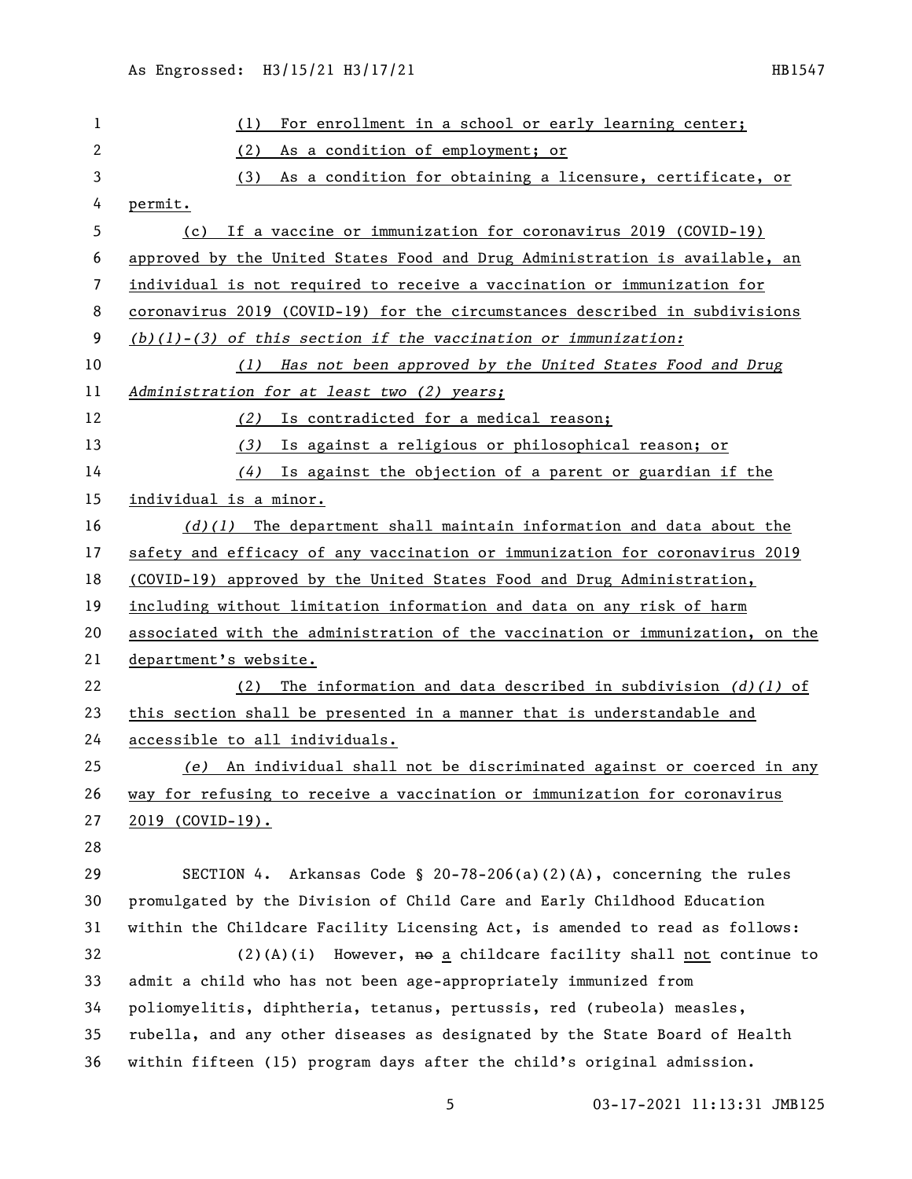(1) For enrollment in a school or early learning center;

(2) As a condition of employment; or

(3) As a condition for obtaining a licensure, certificate, or permit.

(c) If a vaccine or immunization for coronavirus 2019 (COVID-19) approved by the United States Food and Drug Administration is available, an individual is not required to receive a vaccination or immunization for coronavirus 2019 (COVID-19) for the circumstances described in subdivisions *(b)(1)-(3) of this section if the vaccination or immunization:*

*(1) Has not been approved by the United States Food and Drug Administration for at least two (2) years;*

*(2)* Is contradicted for a medical reason;

*(3)* Is against a religious or philosophical reason; or

*(4)* Is against the objection of a parent or guardian if the individual is a minor.

*(d)(1)* The department shall maintain information and data about the safety and efficacy of any vaccination or immunization for coronavirus 2019 (COVID-19) approved by the United States Food and Drug Administration, including without limitation information and data on any risk of harm associated with the administration of the vaccination or immunization, on the department's website.

(2) The information and data described in subdivision *(d)(1)* of this section shall be presented in a manner that is understandable and accessible to all individuals.

*(e)* An individual shall not be discriminated against or coerced in any way for refusing to receive a vaccination or immunization for coronavirus 2019 (COVID-19).

SECTION 4. Arkansas Code § 20-78-206(a)(2)(A), concerning the rules promulgated by the Division of Child Care and Early Childhood Education within the Childcare Facility Licensing Act, is amended to read as follows:

(2)(A)(i) However, ~~no~~ a childcare facility shall not continue to admit a child who has not been age-appropriately immunized from poliomyelitis, diphtheria, tetanus, pertussis, red (rubeola) measles, rubella, and any other diseases as designated by the State Board of Health within fifteen (15) program days after the child's original admission.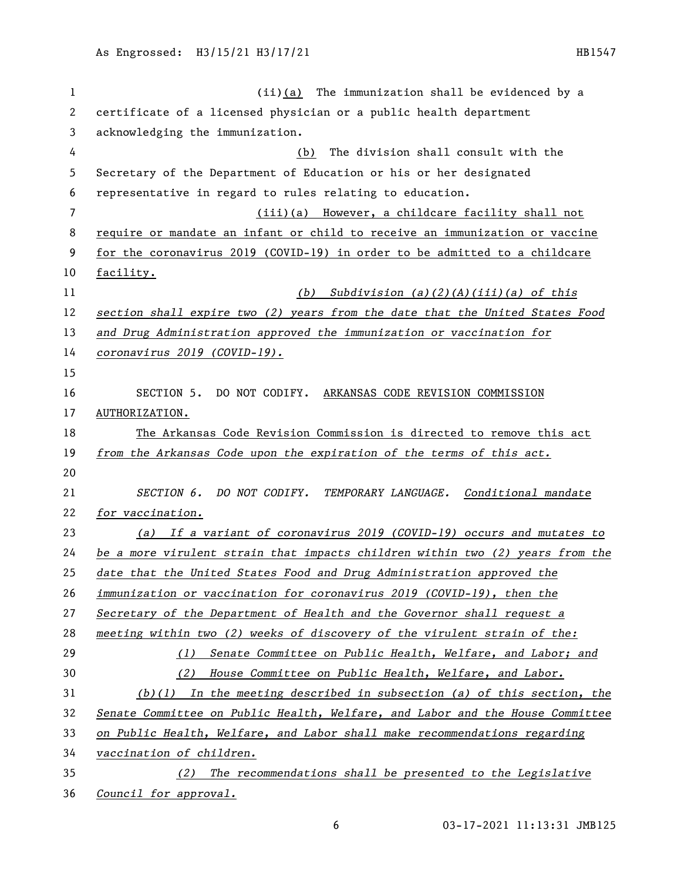(ii)(a) The immunization shall be evidenced by a certificate of a licensed physician or a public health department acknowledging the immunization.

(b) The division shall consult with the Secretary of the Department of Education or his or her designated representative in regard to rules relating to education.

(iii)(a) However, a childcare facility shall not require or mandate an infant or child to receive an immunization or vaccine for the coronavirus 2019 (COVID-19) in order to be admitted to a childcare facility.

*(b) Subdivision (a)(2)(A)(iii)(a) of this section shall expire two (2) years from the date that the United States Food and Drug Administration approved the immunization or vaccination for coronavirus 2019 (COVID-19).*

SECTION 5. DO NOT CODIFY. ARKANSAS CODE REVISION COMMISSION AUTHORIZATION.

The Arkansas Code Revision Commission is directed to remove this act *from the Arkansas Code upon the expiration of the terms of this act.*

*SECTION 6. DO NOT CODIFY. TEMPORARY LANGUAGE. Conditional mandate for vaccination.*

*(a) If a variant of coronavirus 2019 (COVID-19) occurs and mutates to be a more virulent strain that impacts children within two (2) years from the date that the United States Food and Drug Administration approved the immunization or vaccination for coronavirus 2019 (COVID-19), then the Secretary of the Department of Health and the Governor shall request a meeting within two (2) weeks of discovery of the virulent strain of the:*

*(1) Senate Committee on Public Health, Welfare, and Labor; and*

*(2) House Committee on Public Health, Welfare, and Labor.*

*(b)(1) In the meeting described in subsection (a) of this section, the Senate Committee on Public Health, Welfare, and Labor and the House Committee on Public Health, Welfare, and Labor shall make recommendations regarding vaccination of children.*

*(2) The recommendations shall be presented to the Legislative Council for approval.*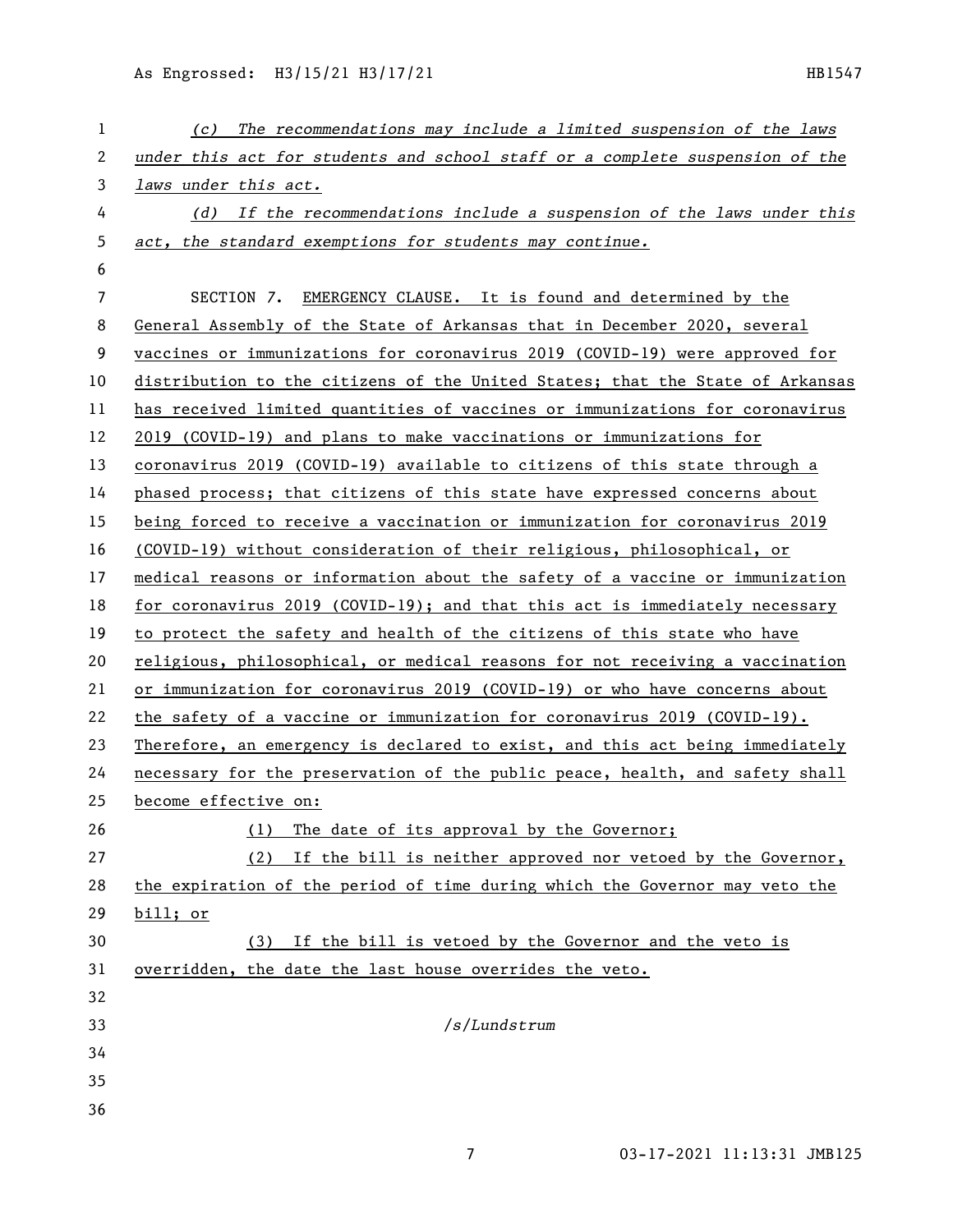*(c) The recommendations may include a limited suspension of the laws under this act for students and school staff or a complete suspension of the laws under this act.*

*(d) If the recommendations include a suspension of the laws under this act, the standard exemptions for students may continue.*

SECTION *7*. EMERGENCY CLAUSE. It is found and determined by the General Assembly of the State of Arkansas that in December 2020, several vaccines or immunizations for coronavirus 2019 (COVID-19) were approved for distribution to the citizens of the United States; that the State of Arkansas has received limited quantities of vaccines or immunizations for coronavirus 2019 (COVID-19) and plans to make vaccinations or immunizations for coronavirus 2019 (COVID-19) available to citizens of this state through a phased process; that citizens of this state have expressed concerns about being forced to receive a vaccination or immunization for coronavirus 2019 (COVID-19) without consideration of their religious, philosophical, or medical reasons or information about the safety of a vaccine or immunization for coronavirus 2019 (COVID-19); and that this act is immediately necessary to protect the safety and health of the citizens of this state who have religious, philosophical, or medical reasons for not receiving a vaccination or immunization for coronavirus 2019 (COVID-19) or who have concerns about the safety of a vaccine or immunization for coronavirus 2019 (COVID-19). Therefore, an emergency is declared to exist, and this act being immediately necessary for the preservation of the public peace, health, and safety shall become effective on:

(1) The date of its approval by the Governor;

(2) If the bill is neither approved nor vetoed by the Governor, the expiration of the period of time during which the Governor may veto the bill; or

(3) If the bill is vetoed by the Governor and the veto is overridden, the date the last house overrides the veto.

*/s/Lundstrum*